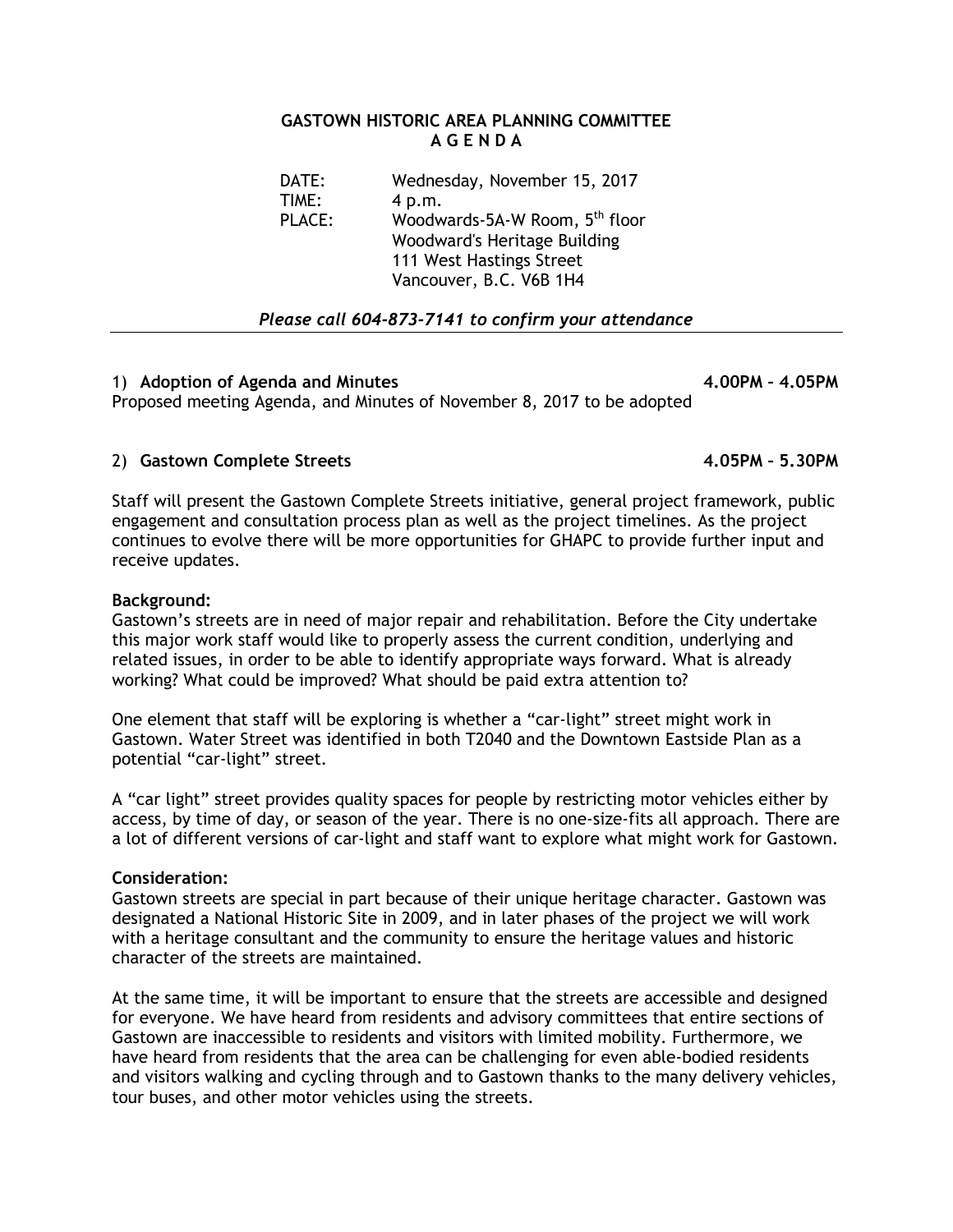# GASTOWN HISTORIC AREA PLANNING COMMITTEE
## A G E N D A

DATE: Wednesday, November 15, 2017
TIME: 4 p.m.
PLACE: Woodwards-5A-W Room, 5th floor
Woodward's Heritage Building
111 West Hastings Street
Vancouver, B.C. V6B 1H4

*Please call 604-873-7141 to confirm your attendance*

---

### 1) Adoption of Agenda and Minutes — 4.00PM – 4.05PM

Proposed meeting Agenda, and Minutes of November 8, 2017 to be adopted

### 2) Gastown Complete Streets — 4.05PM – 5.30PM

Staff will present the Gastown Complete Streets initiative, general project framework, public engagement and consultation process plan as well as the project timelines. As the project continues to evolve there will be more opportunities for GHAPC to provide further input and receive updates.

**Background:**
Gastown's streets are in need of major repair and rehabilitation. Before the City undertake this major work staff would like to properly assess the current condition, underlying and related issues, in order to be able to identify appropriate ways forward. What is already working? What could be improved? What should be paid extra attention to?

One element that staff will be exploring is whether a "car-light" street might work in Gastown. Water Street was identified in both T2040 and the Downtown Eastside Plan as a potential "car-light" street.

A "car light" street provides quality spaces for people by restricting motor vehicles either by access, by time of day, or season of the year. There is no one-size-fits all approach. There are a lot of different versions of car-light and staff want to explore what might work for Gastown.

**Consideration:**
Gastown streets are special in part because of their unique heritage character. Gastown was designated a National Historic Site in 2009, and in later phases of the project we will work with a heritage consultant and the community to ensure the heritage values and historic character of the streets are maintained.

At the same time, it will be important to ensure that the streets are accessible and designed for everyone. We have heard from residents and advisory committees that entire sections of Gastown are inaccessible to residents and visitors with limited mobility. Furthermore, we have heard from residents that the area can be challenging for even able-bodied residents and visitors walking and cycling through and to Gastown thanks to the many delivery vehicles, tour buses, and other motor vehicles using the streets.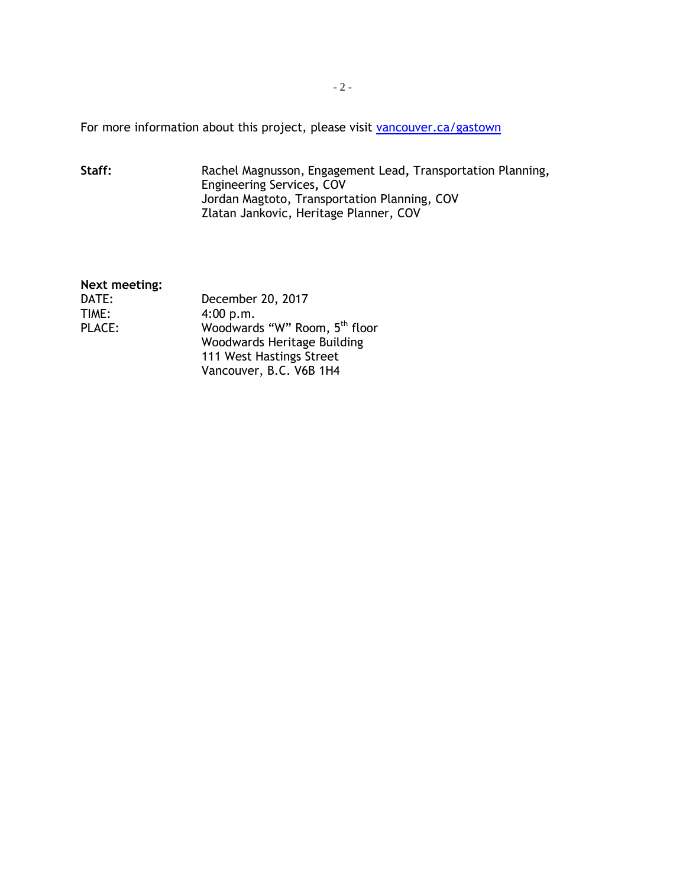For more information about this project, please visit [vancouver.ca/gastown](vancouver.ca/gastown)

| | |
|---|---|
| **Staff:** | Rachel Magnusson, Engagement Lead, Transportation Planning, Engineering Services, COV<br>Jordan Magtoto, Transportation Planning, COV<br>Zlatan Jankovic, Heritage Planner, COV |

**Next meeting:**

| | |
|---|---|
| DATE: | December 20, 2017 |
| TIME: | 4:00 p.m. |
| PLACE: | Woodwards "W" Room, 5th floor<br>Woodwards Heritage Building<br>111 West Hastings Street<br>Vancouver, B.C. V6B 1H4 |